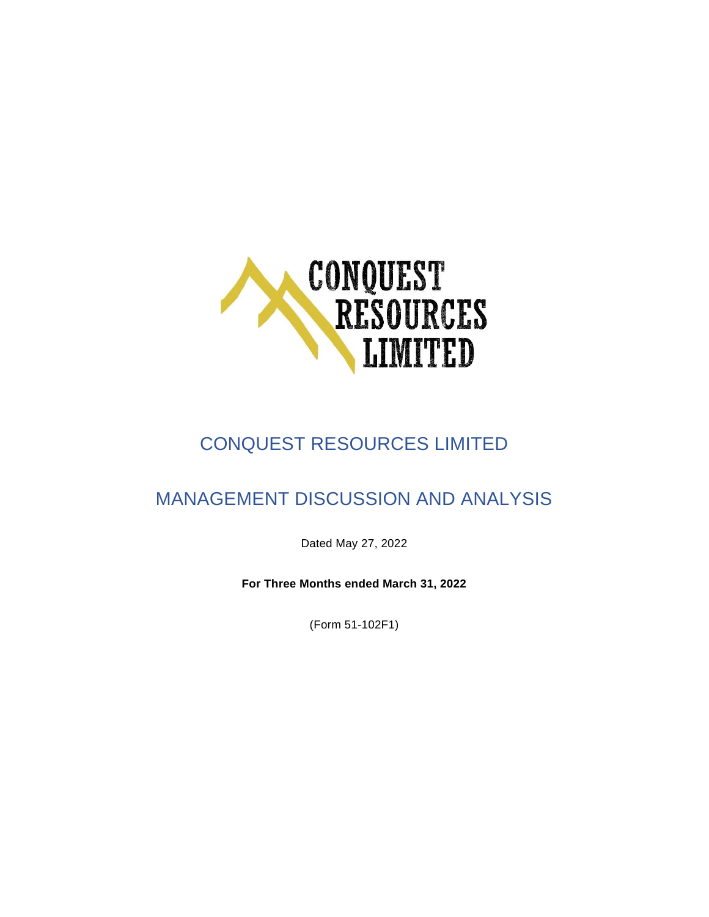# CONQUEST RESOURCES LIMITED

## MANAGEMENT DISCUSSION AND ANALYSIS

Dated May 27, 2022

**For Three Months ended March 31, 2022**

(Form 51-102F1)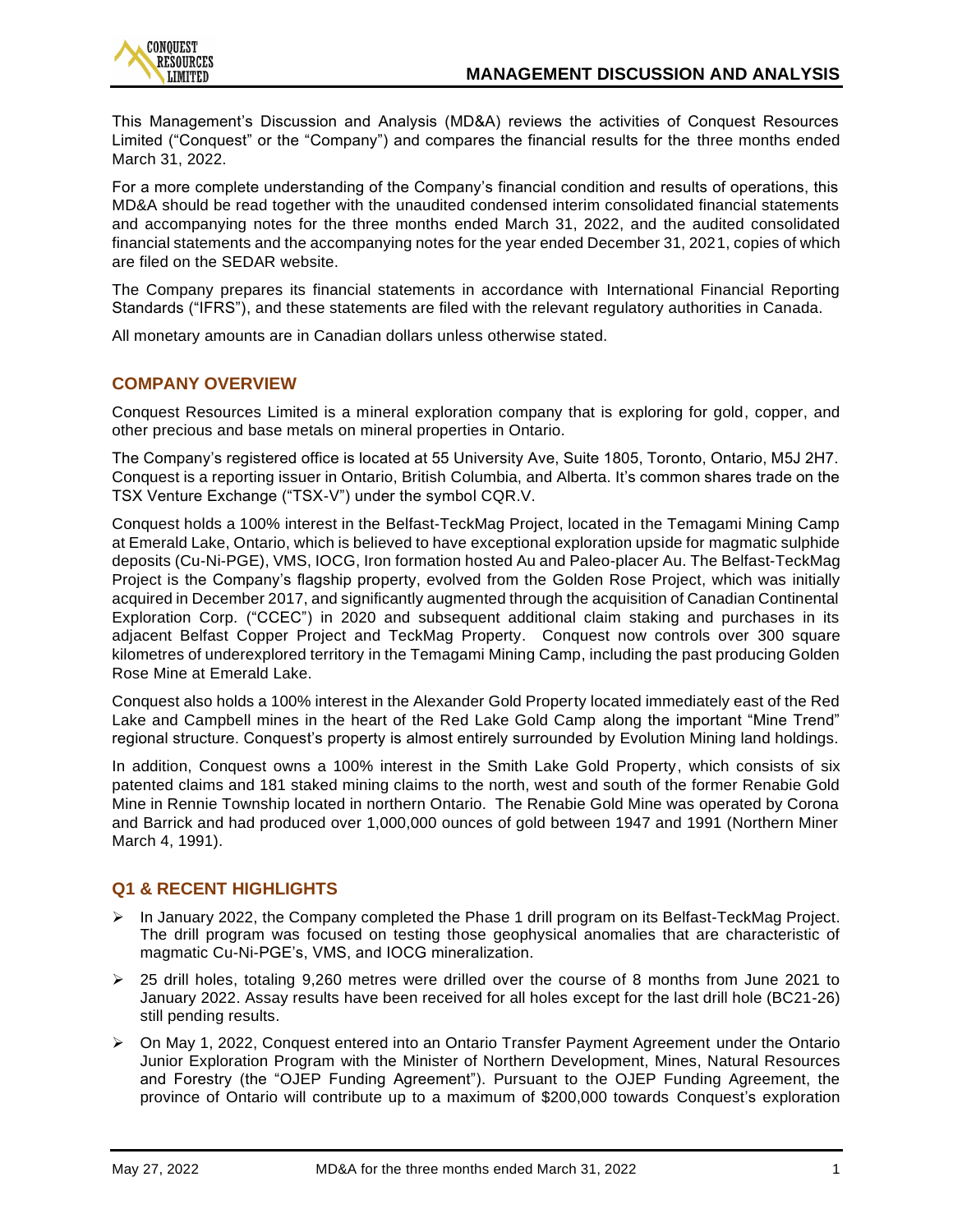This Management's Discussion and Analysis (MD&A) reviews the activities of Conquest Resources Limited ("Conquest" or the "Company") and compares the financial results for the three months ended March 31, 2022.

For a more complete understanding of the Company's financial condition and results of operations, this MD&A should be read together with the unaudited condensed interim consolidated financial statements and accompanying notes for the three months ended March 31, 2022, and the audited consolidated financial statements and the accompanying notes for the year ended December 31, 2021, copies of which are filed on the SEDAR website.

The Company prepares its financial statements in accordance with International Financial Reporting Standards ("IFRS"), and these statements are filed with the relevant regulatory authorities in Canada.

All monetary amounts are in Canadian dollars unless otherwise stated.

## COMPANY OVERVIEW

Conquest Resources Limited is a mineral exploration company that is exploring for gold, copper, and other precious and base metals on mineral properties in Ontario.

The Company's registered office is located at 55 University Ave, Suite 1805, Toronto, Ontario, M5J 2H7. Conquest is a reporting issuer in Ontario, British Columbia, and Alberta. It's common shares trade on the TSX Venture Exchange ("TSX-V") under the symbol CQR.V.

Conquest holds a 100% interest in the Belfast-TeckMag Project, located in the Temagami Mining Camp at Emerald Lake, Ontario, which is believed to have exceptional exploration upside for magmatic sulphide deposits (Cu-Ni-PGE), VMS, IOCG, Iron formation hosted Au and Paleo-placer Au. The Belfast-TeckMag Project is the Company's flagship property, evolved from the Golden Rose Project, which was initially acquired in December 2017, and significantly augmented through the acquisition of Canadian Continental Exploration Corp. ("CCEC") in 2020 and subsequent additional claim staking and purchases in its adjacent Belfast Copper Project and TeckMag Property. Conquest now controls over 300 square kilometres of underexplored territory in the Temagami Mining Camp, including the past producing Golden Rose Mine at Emerald Lake.

Conquest also holds a 100% interest in the Alexander Gold Property located immediately east of the Red Lake and Campbell mines in the heart of the Red Lake Gold Camp along the important "Mine Trend" regional structure. Conquest's property is almost entirely surrounded by Evolution Mining land holdings.

In addition, Conquest owns a 100% interest in the Smith Lake Gold Property, which consists of six patented claims and 181 staked mining claims to the north, west and south of the former Renabie Gold Mine in Rennie Township located in northern Ontario. The Renabie Gold Mine was operated by Corona and Barrick and had produced over 1,000,000 ounces of gold between 1947 and 1991 (Northern Miner March 4, 1991).

## Q1 & RECENT HIGHLIGHTS

- In January 2022, the Company completed the Phase 1 drill program on its Belfast-TeckMag Project. The drill program was focused on testing those geophysical anomalies that are characteristic of magmatic Cu-Ni-PGE's, VMS, and IOCG mineralization.
- 25 drill holes, totaling 9,260 metres were drilled over the course of 8 months from June 2021 to January 2022. Assay results have been received for all holes except for the last drill hole (BC21-26) still pending results.
- On May 1, 2022, Conquest entered into an Ontario Transfer Payment Agreement under the Ontario Junior Exploration Program with the Minister of Northern Development, Mines, Natural Resources and Forestry (the "OJEP Funding Agreement"). Pursuant to the OJEP Funding Agreement, the province of Ontario will contribute up to a maximum of $200,000 towards Conquest's exploration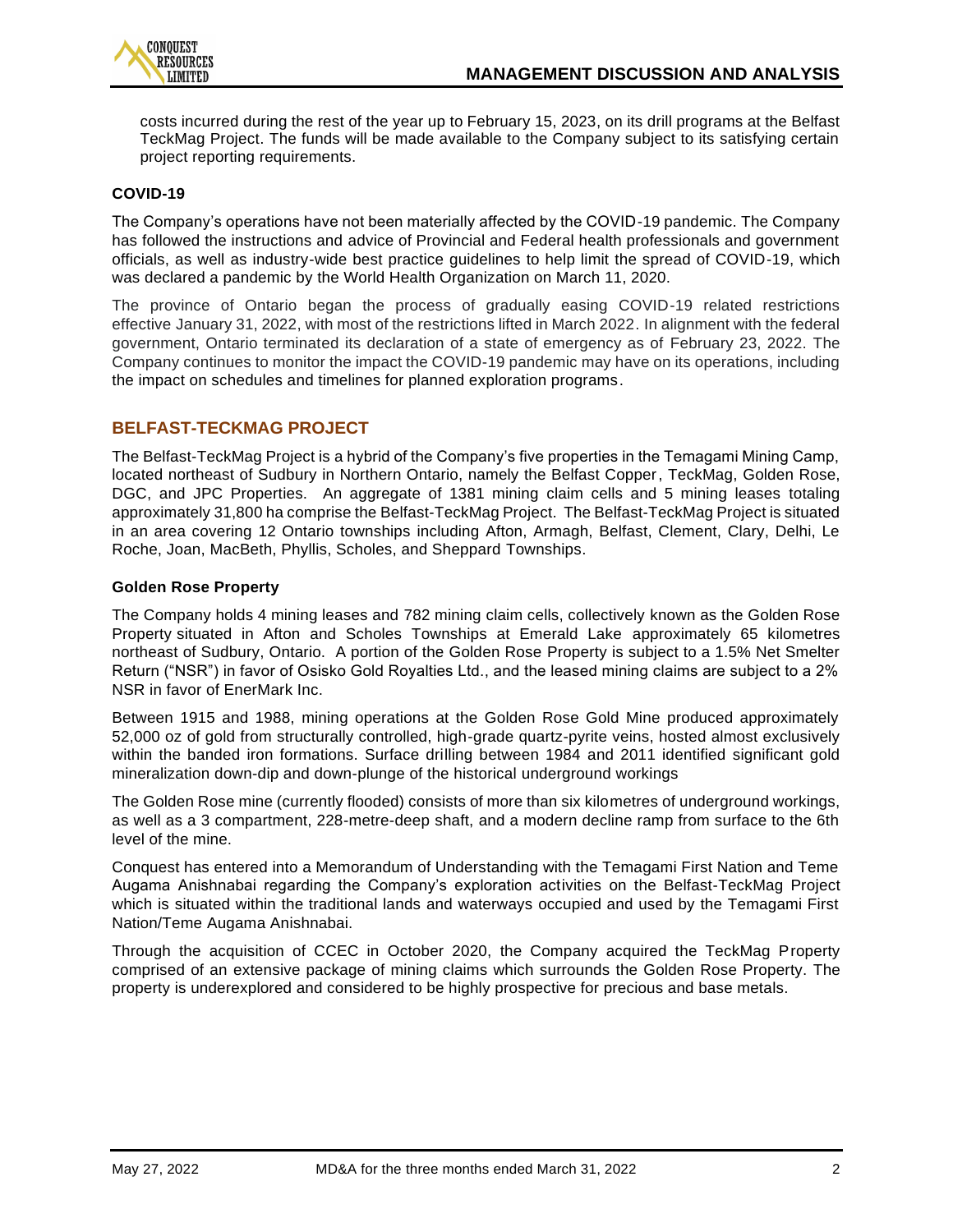costs incurred during the rest of the year up to February 15, 2023, on its drill programs at the Belfast TeckMag Project. The funds will be made available to the Company subject to its satisfying certain project reporting requirements.

### COVID-19

The Company's operations have not been materially affected by the COVID-19 pandemic. The Company has followed the instructions and advice of Provincial and Federal health professionals and government officials, as well as industry-wide best practice guidelines to help limit the spread of COVID-19, which was declared a pandemic by the World Health Organization on March 11, 2020.

The province of Ontario began the process of gradually easing COVID-19 related restrictions effective January 31, 2022, with most of the restrictions lifted in March 2022. In alignment with the federal government, Ontario terminated its declaration of a state of emergency as of February 23, 2022. The Company continues to monitor the impact the COVID-19 pandemic may have on its operations, including the impact on schedules and timelines for planned exploration programs.

## BELFAST-TECKMAG PROJECT

The Belfast-TeckMag Project is a hybrid of the Company's five properties in the Temagami Mining Camp, located northeast of Sudbury in Northern Ontario, namely the Belfast Copper, TeckMag, Golden Rose, DGC, and JPC Properties. An aggregate of 1381 mining claim cells and 5 mining leases totaling approximately 31,800 ha comprise the Belfast-TeckMag Project. The Belfast-TeckMag Project is situated in an area covering 12 Ontario townships including Afton, Armagh, Belfast, Clement, Clary, Delhi, Le Roche, Joan, MacBeth, Phyllis, Scholes, and Sheppard Townships.

### Golden Rose Property

The Company holds 4 mining leases and 782 mining claim cells, collectively known as the Golden Rose Property situated in Afton and Scholes Townships at Emerald Lake approximately 65 kilometres northeast of Sudbury, Ontario. A portion of the Golden Rose Property is subject to a 1.5% Net Smelter Return ("NSR") in favor of Osisko Gold Royalties Ltd., and the leased mining claims are subject to a 2% NSR in favor of EnerMark Inc.

Between 1915 and 1988, mining operations at the Golden Rose Gold Mine produced approximately 52,000 oz of gold from structurally controlled, high-grade quartz-pyrite veins, hosted almost exclusively within the banded iron formations. Surface drilling between 1984 and 2011 identified significant gold mineralization down-dip and down-plunge of the historical underground workings

The Golden Rose mine (currently flooded) consists of more than six kilometres of underground workings, as well as a 3 compartment, 228-metre-deep shaft, and a modern decline ramp from surface to the 6th level of the mine.

Conquest has entered into a Memorandum of Understanding with the Temagami First Nation and Teme Augama Anishnabai regarding the Company's exploration activities on the Belfast-TeckMag Project which is situated within the traditional lands and waterways occupied and used by the Temagami First Nation/Teme Augama Anishnabai.

Through the acquisition of CCEC in October 2020, the Company acquired the TeckMag Property comprised of an extensive package of mining claims which surrounds the Golden Rose Property. The property is underexplored and considered to be highly prospective for precious and base metals.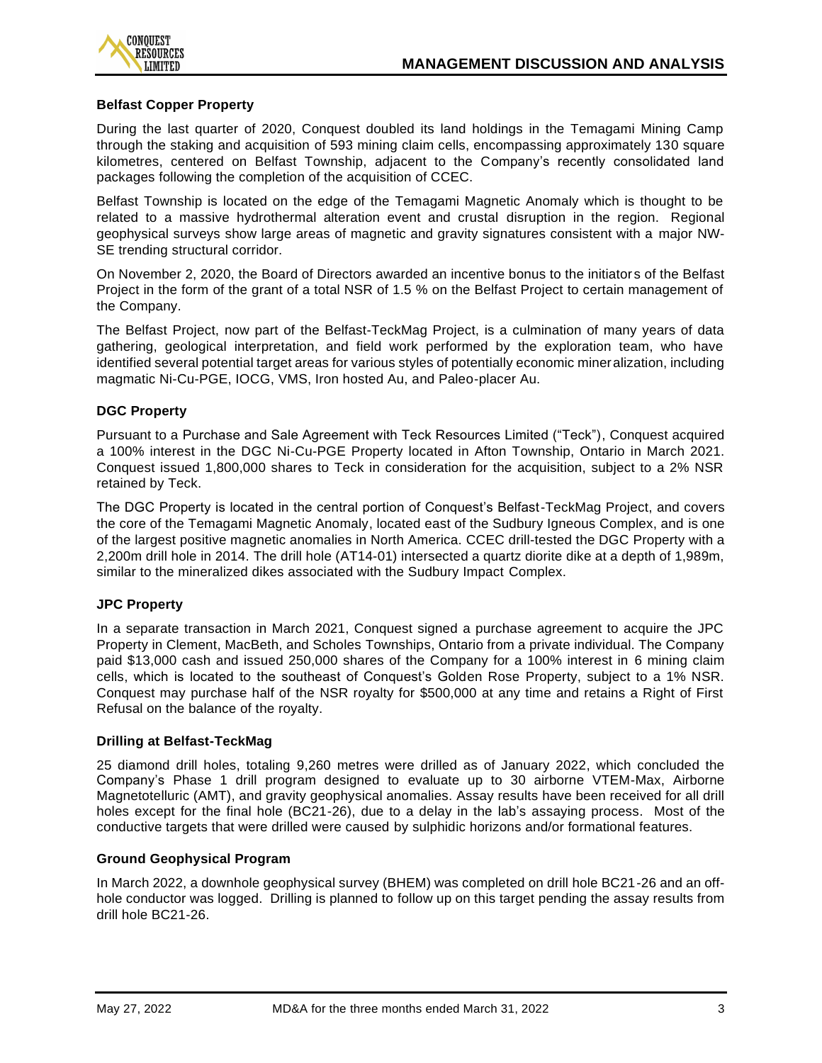### Belfast Copper Property

During the last quarter of 2020, Conquest doubled its land holdings in the Temagami Mining Camp through the staking and acquisition of 593 mining claim cells, encompassing approximately 130 square kilometres, centered on Belfast Township, adjacent to the Company's recently consolidated land packages following the completion of the acquisition of CCEC.

Belfast Township is located on the edge of the Temagami Magnetic Anomaly which is thought to be related to a massive hydrothermal alteration event and crustal disruption in the region. Regional geophysical surveys show large areas of magnetic and gravity signatures consistent with a major NW-SE trending structural corridor.

On November 2, 2020, the Board of Directors awarded an incentive bonus to the initiators of the Belfast Project in the form of the grant of a total NSR of 1.5 % on the Belfast Project to certain management of the Company.

The Belfast Project, now part of the Belfast-TeckMag Project, is a culmination of many years of data gathering, geological interpretation, and field work performed by the exploration team, who have identified several potential target areas for various styles of potentially economic mineralization, including magmatic Ni-Cu-PGE, IOCG, VMS, Iron hosted Au, and Paleo-placer Au.

### DGC Property

Pursuant to a Purchase and Sale Agreement with Teck Resources Limited ("Teck"), Conquest acquired a 100% interest in the DGC Ni-Cu-PGE Property located in Afton Township, Ontario in March 2021. Conquest issued 1,800,000 shares to Teck in consideration for the acquisition, subject to a 2% NSR retained by Teck.

The DGC Property is located in the central portion of Conquest's Belfast-TeckMag Project, and covers the core of the Temagami Magnetic Anomaly, located east of the Sudbury Igneous Complex, and is one of the largest positive magnetic anomalies in North America. CCEC drill-tested the DGC Property with a 2,200m drill hole in 2014. The drill hole (AT14-01) intersected a quartz diorite dike at a depth of 1,989m, similar to the mineralized dikes associated with the Sudbury Impact Complex.

### JPC Property

In a separate transaction in March 2021, Conquest signed a purchase agreement to acquire the JPC Property in Clement, MacBeth, and Scholes Townships, Ontario from a private individual. The Company paid $13,000 cash and issued 250,000 shares of the Company for a 100% interest in 6 mining claim cells, which is located to the southeast of Conquest's Golden Rose Property, subject to a 1% NSR. Conquest may purchase half of the NSR royalty for $500,000 at any time and retains a Right of First Refusal on the balance of the royalty.

### Drilling at Belfast-TeckMag

25 diamond drill holes, totaling 9,260 metres were drilled as of January 2022, which concluded the Company's Phase 1 drill program designed to evaluate up to 30 airborne VTEM-Max, Airborne Magnetotelluric (AMT), and gravity geophysical anomalies. Assay results have been received for all drill holes except for the final hole (BC21-26), due to a delay in the lab's assaying process. Most of the conductive targets that were drilled were caused by sulphidic horizons and/or formational features.

### Ground Geophysical Program

In March 2022, a downhole geophysical survey (BHEM) was completed on drill hole BC21-26 and an off-hole conductor was logged. Drilling is planned to follow up on this target pending the assay results from drill hole BC21-26.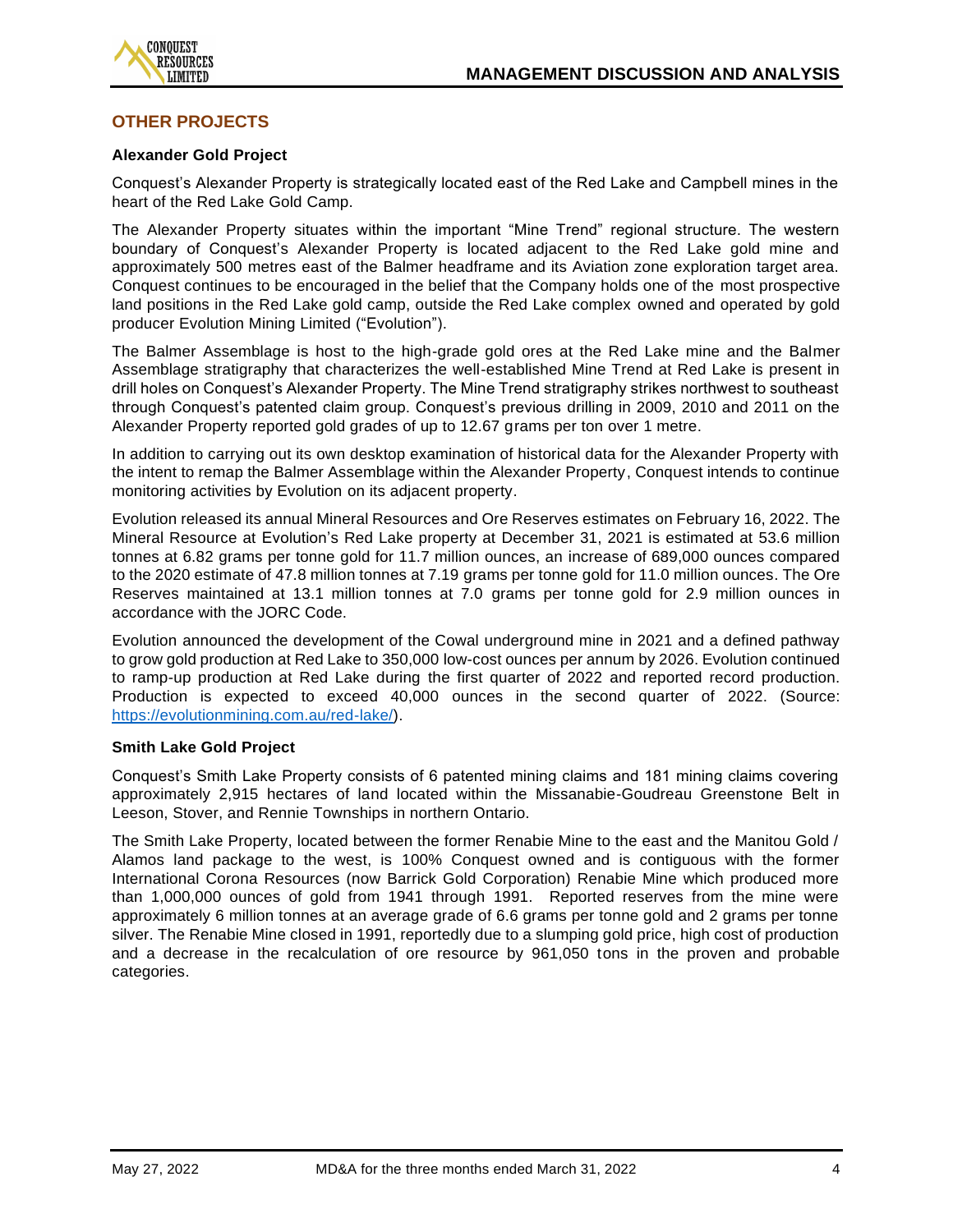## OTHER PROJECTS

### Alexander Gold Project

Conquest's Alexander Property is strategically located east of the Red Lake and Campbell mines in the heart of the Red Lake Gold Camp.

The Alexander Property situates within the important "Mine Trend" regional structure. The western boundary of Conquest's Alexander Property is located adjacent to the Red Lake gold mine and approximately 500 metres east of the Balmer headframe and its Aviation zone exploration target area. Conquest continues to be encouraged in the belief that the Company holds one of the most prospective land positions in the Red Lake gold camp, outside the Red Lake complex owned and operated by gold producer Evolution Mining Limited ("Evolution").

The Balmer Assemblage is host to the high-grade gold ores at the Red Lake mine and the Balmer Assemblage stratigraphy that characterizes the well-established Mine Trend at Red Lake is present in drill holes on Conquest's Alexander Property. The Mine Trend stratigraphy strikes northwest to southeast through Conquest's patented claim group. Conquest's previous drilling in 2009, 2010 and 2011 on the Alexander Property reported gold grades of up to 12.67 grams per ton over 1 metre.

In addition to carrying out its own desktop examination of historical data for the Alexander Property with the intent to remap the Balmer Assemblage within the Alexander Property, Conquest intends to continue monitoring activities by Evolution on its adjacent property.

Evolution released its annual Mineral Resources and Ore Reserves estimates on February 16, 2022. The Mineral Resource at Evolution's Red Lake property at December 31, 2021 is estimated at 53.6 million tonnes at 6.82 grams per tonne gold for 11.7 million ounces, an increase of 689,000 ounces compared to the 2020 estimate of 47.8 million tonnes at 7.19 grams per tonne gold for 11.0 million ounces. The Ore Reserves maintained at 13.1 million tonnes at 7.0 grams per tonne gold for 2.9 million ounces in accordance with the JORC Code.

Evolution announced the development of the Cowal underground mine in 2021 and a defined pathway to grow gold production at Red Lake to 350,000 low-cost ounces per annum by 2026. Evolution continued to ramp-up production at Red Lake during the first quarter of 2022 and reported record production. Production is expected to exceed 40,000 ounces in the second quarter of 2022. (Source: https://evolutionmining.com.au/red-lake/).

### Smith Lake Gold Project

Conquest's Smith Lake Property consists of 6 patented mining claims and 181 mining claims covering approximately 2,915 hectares of land located within the Missanabie-Goudreau Greenstone Belt in Leeson, Stover, and Rennie Townships in northern Ontario.

The Smith Lake Property, located between the former Renabie Mine to the east and the Manitou Gold / Alamos land package to the west, is 100% Conquest owned and is contiguous with the former International Corona Resources (now Barrick Gold Corporation) Renabie Mine which produced more than 1,000,000 ounces of gold from 1941 through 1991. Reported reserves from the mine were approximately 6 million tonnes at an average grade of 6.6 grams per tonne gold and 2 grams per tonne silver. The Renabie Mine closed in 1991, reportedly due to a slumping gold price, high cost of production and a decrease in the recalculation of ore resource by 961,050 tons in the proven and probable categories.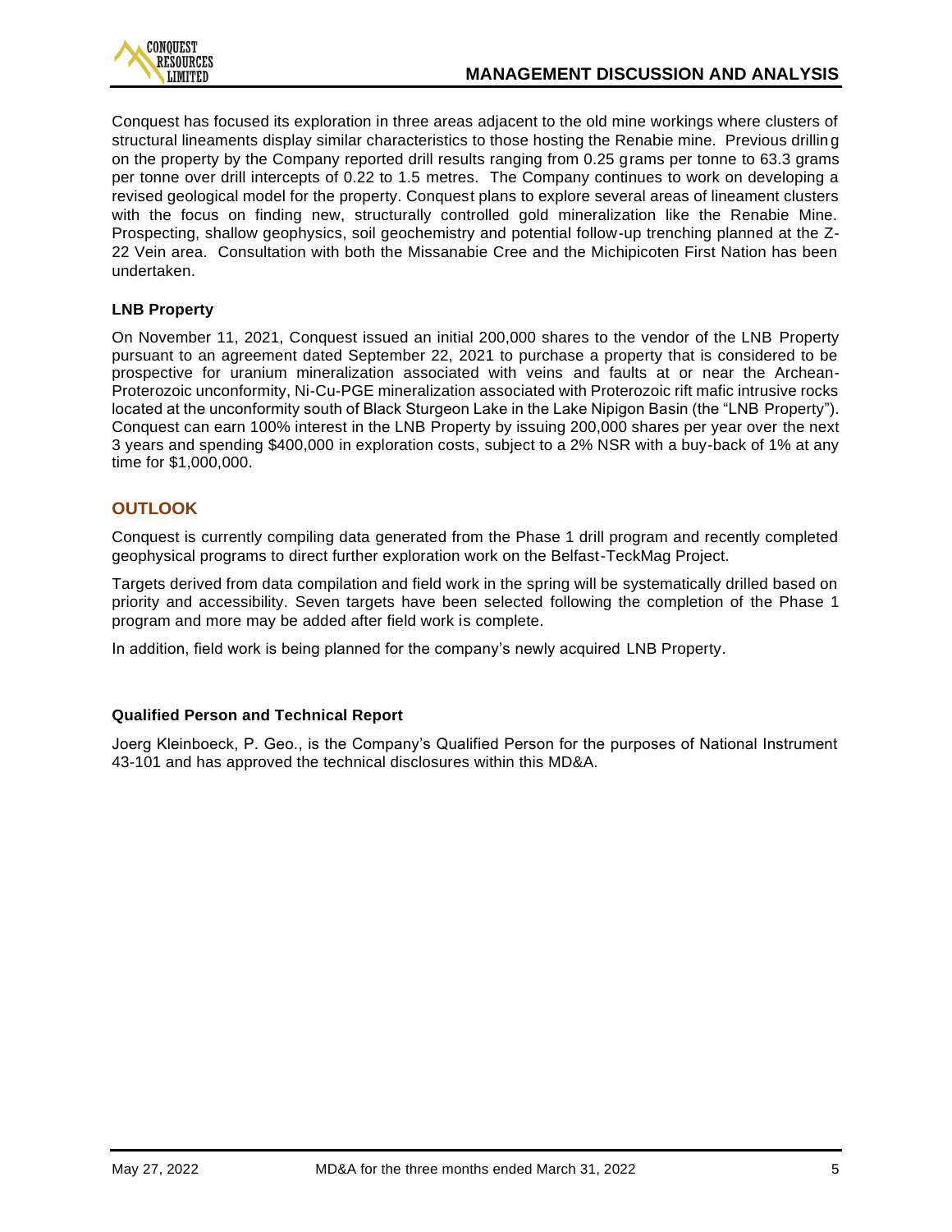Conquest has focused its exploration in three areas adjacent to the old mine workings where clusters of structural lineaments display similar characteristics to those hosting the Renabie mine. Previous drilling on the property by the Company reported drill results ranging from 0.25 grams per tonne to 63.3 grams per tonne over drill intercepts of 0.22 to 1.5 metres. The Company continues to work on developing a revised geological model for the property. Conquest plans to explore several areas of lineament clusters with the focus on finding new, structurally controlled gold mineralization like the Renabie Mine. Prospecting, shallow geophysics, soil geochemistry and potential follow-up trenching planned at the Z-22 Vein area. Consultation with both the Missanabie Cree and the Michipicoten First Nation has been undertaken.

### LNB Property

On November 11, 2021, Conquest issued an initial 200,000 shares to the vendor of the LNB Property pursuant to an agreement dated September 22, 2021 to purchase a property that is considered to be prospective for uranium mineralization associated with veins and faults at or near the Archean-Proterozoic unconformity, Ni-Cu-PGE mineralization associated with Proterozoic rift mafic intrusive rocks located at the unconformity south of Black Sturgeon Lake in the Lake Nipigon Basin (the "LNB Property"). Conquest can earn 100% interest in the LNB Property by issuing 200,000 shares per year over the next 3 years and spending $400,000 in exploration costs, subject to a 2% NSR with a buy-back of 1% at any time for $1,000,000.

## OUTLOOK

Conquest is currently compiling data generated from the Phase 1 drill program and recently completed geophysical programs to direct further exploration work on the Belfast-TeckMag Project.

Targets derived from data compilation and field work in the spring will be systematically drilled based on priority and accessibility. Seven targets have been selected following the completion of the Phase 1 program and more may be added after field work is complete.

In addition, field work is being planned for the company's newly acquired LNB Property.

### Qualified Person and Technical Report

Joerg Kleinboeck, P. Geo., is the Company's Qualified Person for the purposes of National Instrument 43-101 and has approved the technical disclosures within this MD&A.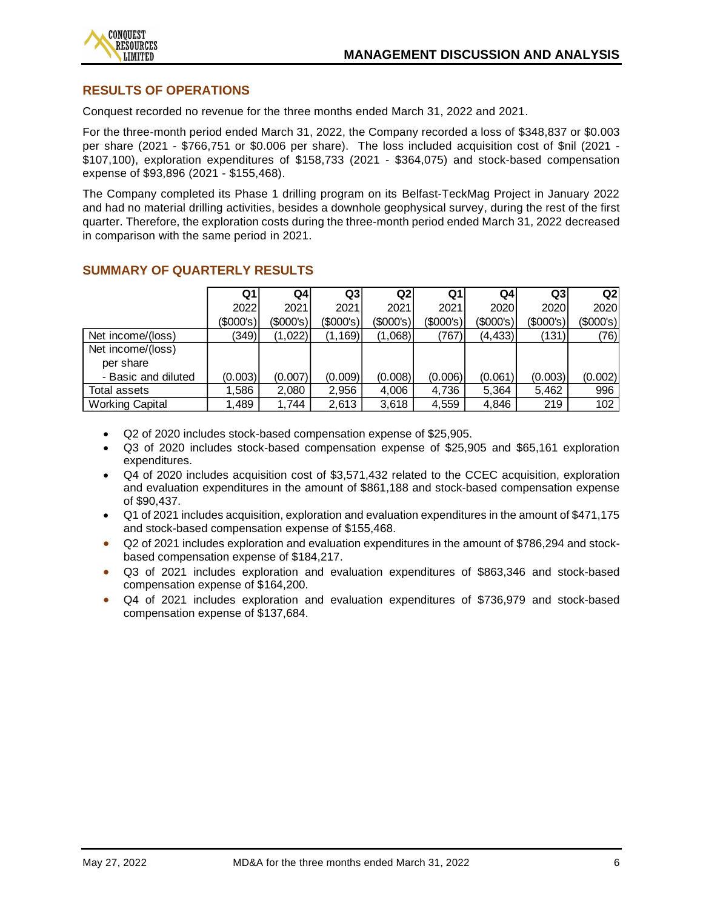## RESULTS OF OPERATIONS

Conquest recorded no revenue for the three months ended March 31, 2022 and 2021.

For the three-month period ended March 31, 2022, the Company recorded a loss of $348,837 or $0.003 per share (2021 - $766,751 or $0.006 per share). The loss included acquisition cost of $nil (2021 - $107,100), exploration expenditures of $158,733 (2021 - $364,075) and stock-based compensation expense of $93,896 (2021 - $155,468).

The Company completed its Phase 1 drilling program on its Belfast-TeckMag Project in January 2022 and had no material drilling activities, besides a downhole geophysical survey, during the rest of the first quarter. Therefore, the exploration costs during the three-month period ended March 31, 2022 decreased in comparison with the same period in 2021.

## SUMMARY OF QUARTERLY RESULTS

| | Q1 2022 ($000's) | Q4 2021 ($000's) | Q3 2021 ($000's) | Q2 2021 ($000's) | Q1 2021 ($000's) | Q4 2020 ($000's) | Q3 2020 ($000's) | Q2 2020 ($000's) |
|---|---|---|---|---|---|---|---|---|
| Net income/(loss) | (349) | (1,022) | (1,169) | (1,068) | (767) | (4,433) | (131) | (76) |
| Net income/(loss) per share - Basic and diluted | (0.003) | (0.007) | (0.009) | (0.008) | (0.006) | (0.061) | (0.003) | (0.002) |
| Total assets | 1,586 | 2,080 | 2,956 | 4,006 | 4,736 | 5,364 | 5,462 | 996 |
| Working Capital | 1,489 | 1,744 | 2,613 | 3,618 | 4,559 | 4,846 | 219 | 102 |

- Q2 of 2020 includes stock-based compensation expense of $25,905.
- Q3 of 2020 includes stock-based compensation expense of $25,905 and $65,161 exploration expenditures.
- Q4 of 2020 includes acquisition cost of $3,571,432 related to the CCEC acquisition, exploration and evaluation expenditures in the amount of $861,188 and stock-based compensation expense of $90,437.
- Q1 of 2021 includes acquisition, exploration and evaluation expenditures in the amount of $471,175 and stock-based compensation expense of $155,468.
- Q2 of 2021 includes exploration and evaluation expenditures in the amount of $786,294 and stock-based compensation expense of $184,217.
- Q3 of 2021 includes exploration and evaluation expenditures of $863,346 and stock-based compensation expense of $164,200.
- Q4 of 2021 includes exploration and evaluation expenditures of $736,979 and stock-based compensation expense of $137,684.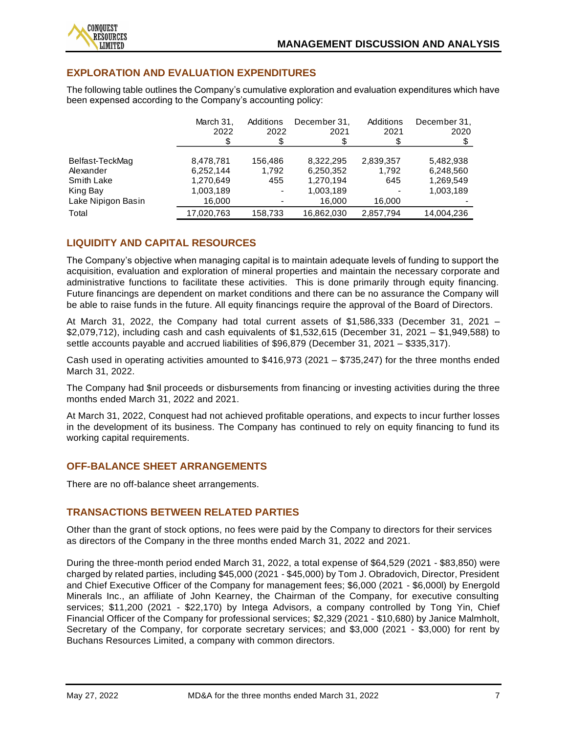## EXPLORATION AND EVALUATION EXPENDITURES

The following table outlines the Company's cumulative exploration and evaluation expenditures which have been expensed according to the Company's accounting policy:

| | March 31, 2022 $ | Additions 2022 $ | December 31, 2021 $ | Additions 2021 $ | December 31, 2020 $ |
|---|---|---|---|---|---|
| Belfast-TeckMag | 8,478,781 | 156,486 | 8,322,295 | 2,839,357 | 5,482,938 |
| Alexander | 6,252,144 | 1,792 | 6,250,352 | 1,792 | 6,248,560 |
| Smith Lake | 1,270,649 | 455 | 1,270,194 | 645 | 1,269,549 |
| King Bay | 1,003,189 | - | 1,003,189 | - | 1,003,189 |
| Lake Nipigon Basin | 16,000 | - | 16,000 | 16,000 | - |
| Total | 17,020,763 | 158,733 | 16,862,030 | 2,857,794 | 14,004,236 |

## LIQUIDITY AND CAPITAL RESOURCES

The Company's objective when managing capital is to maintain adequate levels of funding to support the acquisition, evaluation and exploration of mineral properties and maintain the necessary corporate and administrative functions to facilitate these activities. This is done primarily through equity financing. Future financings are dependent on market conditions and there can be no assurance the Company will be able to raise funds in the future. All equity financings require the approval of the Board of Directors.

At March 31, 2022, the Company had total current assets of $1,586,333 (December 31, 2021 – $2,079,712), including cash and cash equivalents of $1,532,615 (December 31, 2021 – $1,949,588) to settle accounts payable and accrued liabilities of $96,879 (December 31, 2021 – $335,317).

Cash used in operating activities amounted to $416,973 (2021 – $735,247) for the three months ended March 31, 2022.

The Company had $nil proceeds or disbursements from financing or investing activities during the three months ended March 31, 2022 and 2021.

At March 31, 2022, Conquest had not achieved profitable operations, and expects to incur further losses in the development of its business. The Company has continued to rely on equity financing to fund its working capital requirements.

## OFF-BALANCE SHEET ARRANGEMENTS

There are no off-balance sheet arrangements.

## TRANSACTIONS BETWEEN RELATED PARTIES

Other than the grant of stock options, no fees were paid by the Company to directors for their services as directors of the Company in the three months ended March 31, 2022 and 2021.

During the three-month period ended March 31, 2022, a total expense of $64,529 (2021 - $83,850) were charged by related parties, including $45,000 (2021 - $45,000) by Tom J. Obradovich, Director, President and Chief Executive Officer of the Company for management fees; $6,000 (2021 - $6,000l) by Energold Minerals Inc., an affiliate of John Kearney, the Chairman of the Company, for executive consulting services; $11,200 (2021 - $22,170) by Intega Advisors, a company controlled by Tong Yin, Chief Financial Officer of the Company for professional services; $2,329 (2021 - $10,680) by Janice Malmholt, Secretary of the Company, for corporate secretary services; and $3,000 (2021 - $3,000) for rent by Buchans Resources Limited, a company with common directors.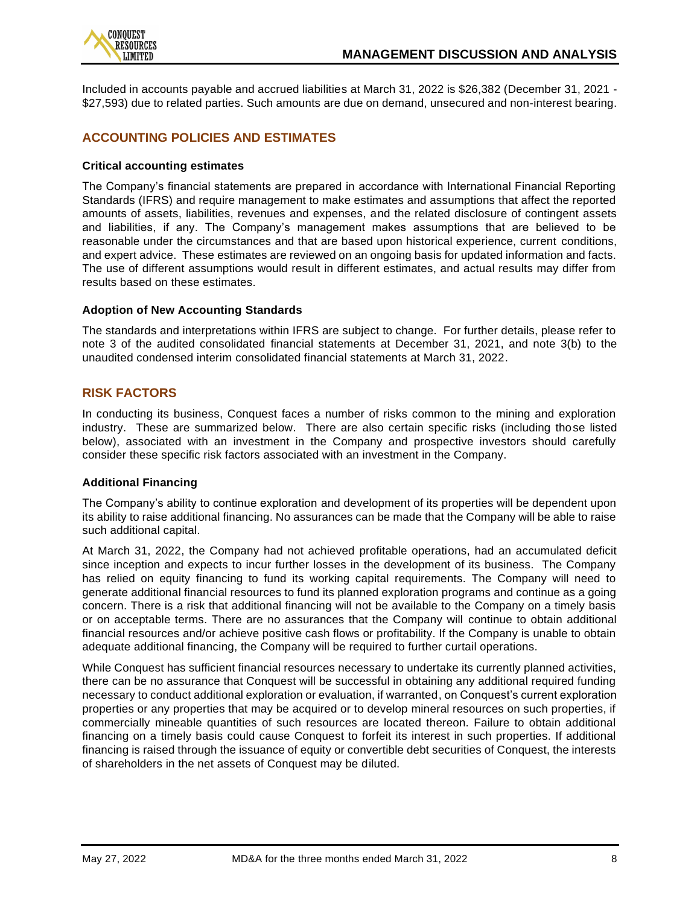Included in accounts payable and accrued liabilities at March 31, 2022 is $26,382 (December 31, 2021 - $27,593) due to related parties. Such amounts are due on demand, unsecured and non-interest bearing.

## ACCOUNTING POLICIES AND ESTIMATES

### Critical accounting estimates

The Company's financial statements are prepared in accordance with International Financial Reporting Standards (IFRS) and require management to make estimates and assumptions that affect the reported amounts of assets, liabilities, revenues and expenses, and the related disclosure of contingent assets and liabilities, if any. The Company's management makes assumptions that are believed to be reasonable under the circumstances and that are based upon historical experience, current conditions, and expert advice. These estimates are reviewed on an ongoing basis for updated information and facts. The use of different assumptions would result in different estimates, and actual results may differ from results based on these estimates.

### Adoption of New Accounting Standards

The standards and interpretations within IFRS are subject to change. For further details, please refer to note 3 of the audited consolidated financial statements at December 31, 2021, and note 3(b) to the unaudited condensed interim consolidated financial statements at March 31, 2022.

## RISK FACTORS

In conducting its business, Conquest faces a number of risks common to the mining and exploration industry. These are summarized below. There are also certain specific risks (including those listed below), associated with an investment in the Company and prospective investors should carefully consider these specific risk factors associated with an investment in the Company.

### Additional Financing

The Company's ability to continue exploration and development of its properties will be dependent upon its ability to raise additional financing. No assurances can be made that the Company will be able to raise such additional capital.

At March 31, 2022, the Company had not achieved profitable operations, had an accumulated deficit since inception and expects to incur further losses in the development of its business. The Company has relied on equity financing to fund its working capital requirements. The Company will need to generate additional financial resources to fund its planned exploration programs and continue as a going concern. There is a risk that additional financing will not be available to the Company on a timely basis or on acceptable terms. There are no assurances that the Company will continue to obtain additional financial resources and/or achieve positive cash flows or profitability. If the Company is unable to obtain adequate additional financing, the Company will be required to further curtail operations.

While Conquest has sufficient financial resources necessary to undertake its currently planned activities, there can be no assurance that Conquest will be successful in obtaining any additional required funding necessary to conduct additional exploration or evaluation, if warranted, on Conquest's current exploration properties or any properties that may be acquired or to develop mineral resources on such properties, if commercially mineable quantities of such resources are located thereon. Failure to obtain additional financing on a timely basis could cause Conquest to forfeit its interest in such properties. If additional financing is raised through the issuance of equity or convertible debt securities of Conquest, the interests of shareholders in the net assets of Conquest may be diluted.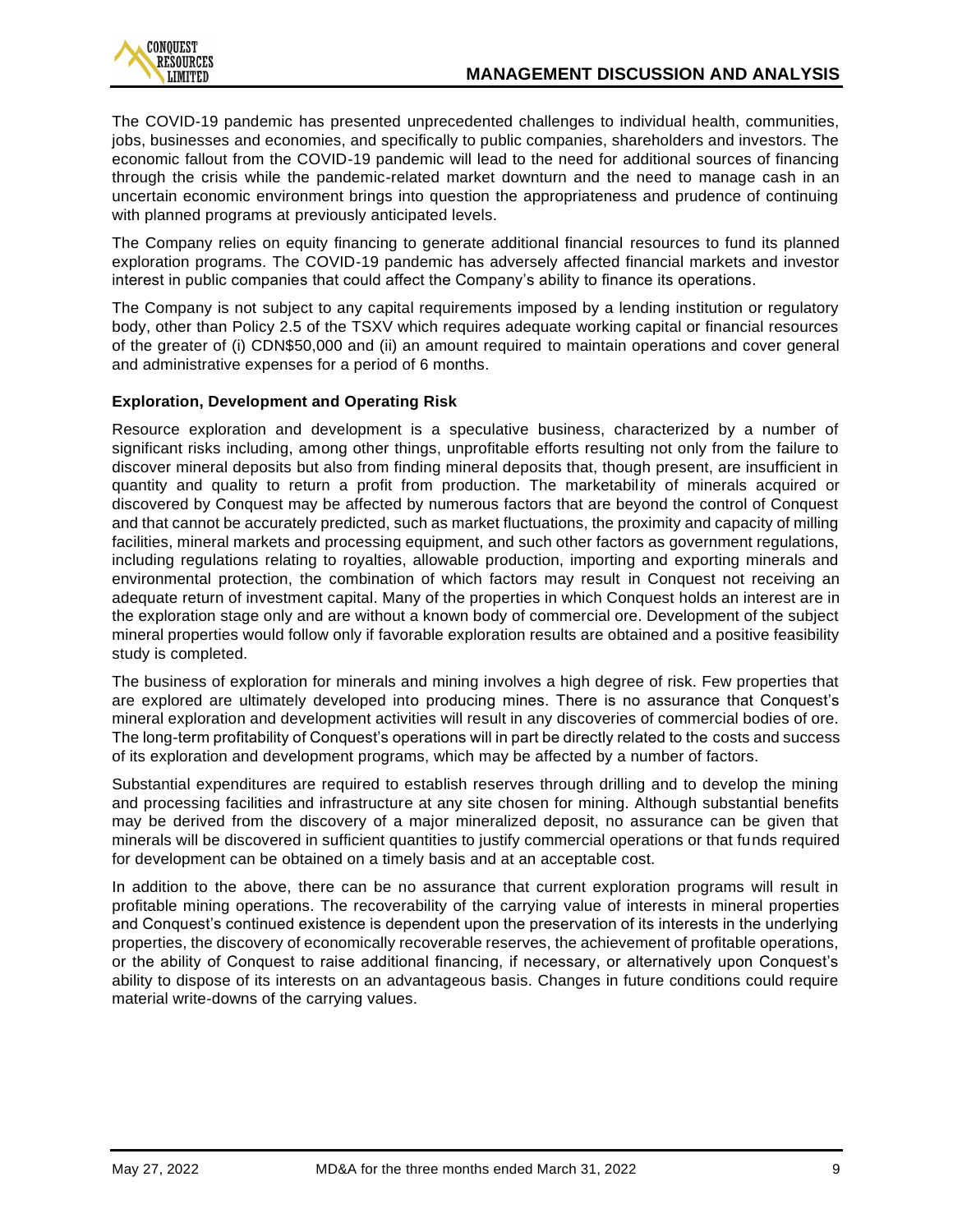The COVID-19 pandemic has presented unprecedented challenges to individual health, communities, jobs, businesses and economies, and specifically to public companies, shareholders and investors. The economic fallout from the COVID-19 pandemic will lead to the need for additional sources of financing through the crisis while the pandemic-related market downturn and the need to manage cash in an uncertain economic environment brings into question the appropriateness and prudence of continuing with planned programs at previously anticipated levels.

The Company relies on equity financing to generate additional financial resources to fund its planned exploration programs. The COVID-19 pandemic has adversely affected financial markets and investor interest in public companies that could affect the Company's ability to finance its operations.

The Company is not subject to any capital requirements imposed by a lending institution or regulatory body, other than Policy 2.5 of the TSXV which requires adequate working capital or financial resources of the greater of (i) CDN$50,000 and (ii) an amount required to maintain operations and cover general and administrative expenses for a period of 6 months.

**Exploration, Development and Operating Risk**

Resource exploration and development is a speculative business, characterized by a number of significant risks including, among other things, unprofitable efforts resulting not only from the failure to discover mineral deposits but also from finding mineral deposits that, though present, are insufficient in quantity and quality to return a profit from production. The marketability of minerals acquired or discovered by Conquest may be affected by numerous factors that are beyond the control of Conquest and that cannot be accurately predicted, such as market fluctuations, the proximity and capacity of milling facilities, mineral markets and processing equipment, and such other factors as government regulations, including regulations relating to royalties, allowable production, importing and exporting minerals and environmental protection, the combination of which factors may result in Conquest not receiving an adequate return of investment capital. Many of the properties in which Conquest holds an interest are in the exploration stage only and are without a known body of commercial ore. Development of the subject mineral properties would follow only if favorable exploration results are obtained and a positive feasibility study is completed.

The business of exploration for minerals and mining involves a high degree of risk. Few properties that are explored are ultimately developed into producing mines. There is no assurance that Conquest's mineral exploration and development activities will result in any discoveries of commercial bodies of ore. The long-term profitability of Conquest's operations will in part be directly related to the costs and success of its exploration and development programs, which may be affected by a number of factors.

Substantial expenditures are required to establish reserves through drilling and to develop the mining and processing facilities and infrastructure at any site chosen for mining. Although substantial benefits may be derived from the discovery of a major mineralized deposit, no assurance can be given that minerals will be discovered in sufficient quantities to justify commercial operations or that funds required for development can be obtained on a timely basis and at an acceptable cost.

In addition to the above, there can be no assurance that current exploration programs will result in profitable mining operations. The recoverability of the carrying value of interests in mineral properties and Conquest's continued existence is dependent upon the preservation of its interests in the underlying properties, the discovery of economically recoverable reserves, the achievement of profitable operations, or the ability of Conquest to raise additional financing, if necessary, or alternatively upon Conquest's ability to dispose of its interests on an advantageous basis. Changes in future conditions could require material write-downs of the carrying values.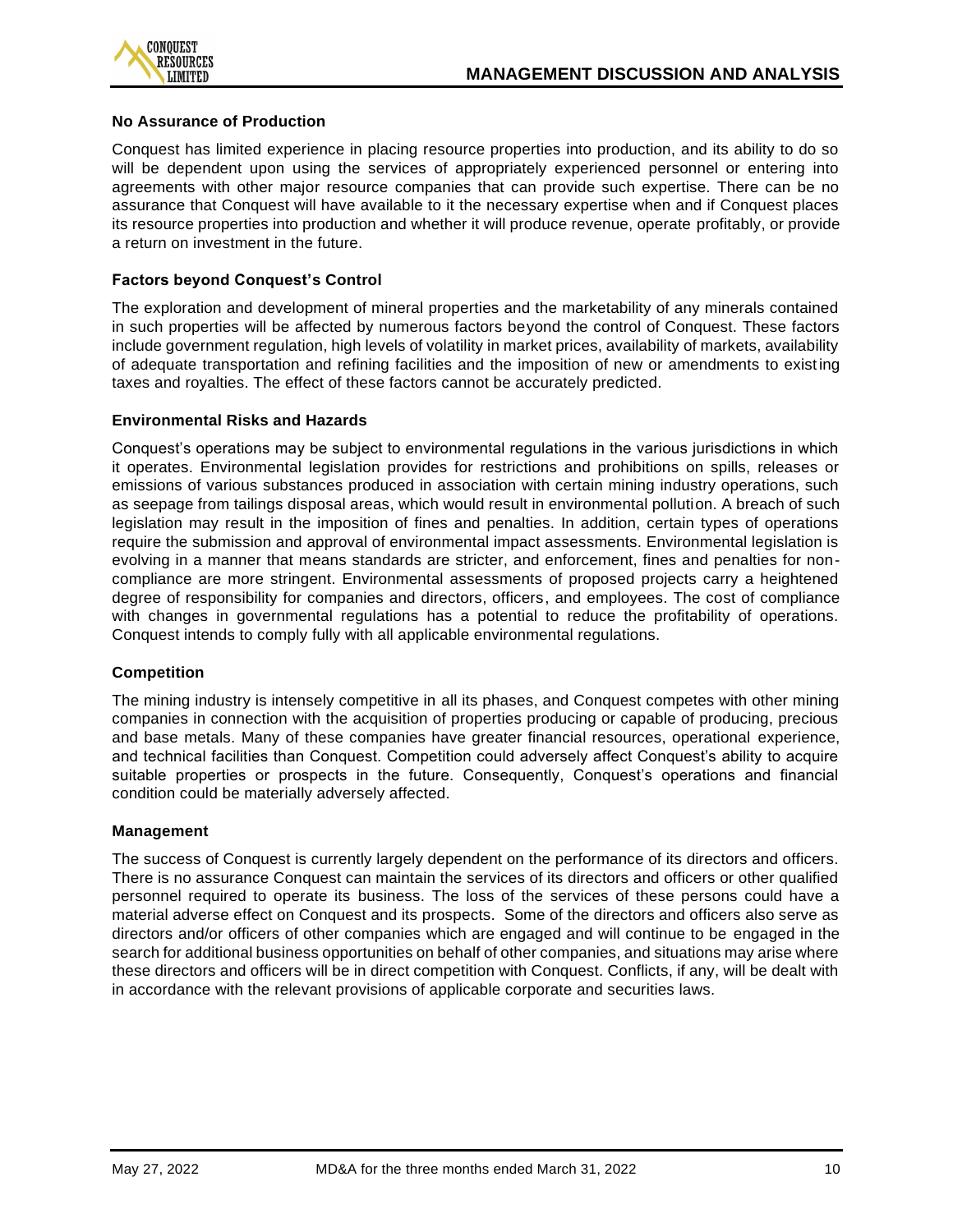#### No Assurance of Production

Conquest has limited experience in placing resource properties into production, and its ability to do so will be dependent upon using the services of appropriately experienced personnel or entering into agreements with other major resource companies that can provide such expertise. There can be no assurance that Conquest will have available to it the necessary expertise when and if Conquest places its resource properties into production and whether it will produce revenue, operate profitably, or provide a return on investment in the future.

#### Factors beyond Conquest's Control

The exploration and development of mineral properties and the marketability of any minerals contained in such properties will be affected by numerous factors beyond the control of Conquest. These factors include government regulation, high levels of volatility in market prices, availability of markets, availability of adequate transportation and refining facilities and the imposition of new or amendments to existing taxes and royalties. The effect of these factors cannot be accurately predicted.

#### Environmental Risks and Hazards

Conquest's operations may be subject to environmental regulations in the various jurisdictions in which it operates. Environmental legislation provides for restrictions and prohibitions on spills, releases or emissions of various substances produced in association with certain mining industry operations, such as seepage from tailings disposal areas, which would result in environmental pollution. A breach of such legislation may result in the imposition of fines and penalties. In addition, certain types of operations require the submission and approval of environmental impact assessments. Environmental legislation is evolving in a manner that means standards are stricter, and enforcement, fines and penalties for non-compliance are more stringent. Environmental assessments of proposed projects carry a heightened degree of responsibility for companies and directors, officers, and employees. The cost of compliance with changes in governmental regulations has a potential to reduce the profitability of operations. Conquest intends to comply fully with all applicable environmental regulations.

#### Competition

The mining industry is intensely competitive in all its phases, and Conquest competes with other mining companies in connection with the acquisition of properties producing or capable of producing, precious and base metals. Many of these companies have greater financial resources, operational experience, and technical facilities than Conquest. Competition could adversely affect Conquest's ability to acquire suitable properties or prospects in the future. Consequently, Conquest's operations and financial condition could be materially adversely affected.

#### Management

The success of Conquest is currently largely dependent on the performance of its directors and officers. There is no assurance Conquest can maintain the services of its directors and officers or other qualified personnel required to operate its business. The loss of the services of these persons could have a material adverse effect on Conquest and its prospects. Some of the directors and officers also serve as directors and/or officers of other companies which are engaged and will continue to be engaged in the search for additional business opportunities on behalf of other companies, and situations may arise where these directors and officers will be in direct competition with Conquest. Conflicts, if any, will be dealt with in accordance with the relevant provisions of applicable corporate and securities laws.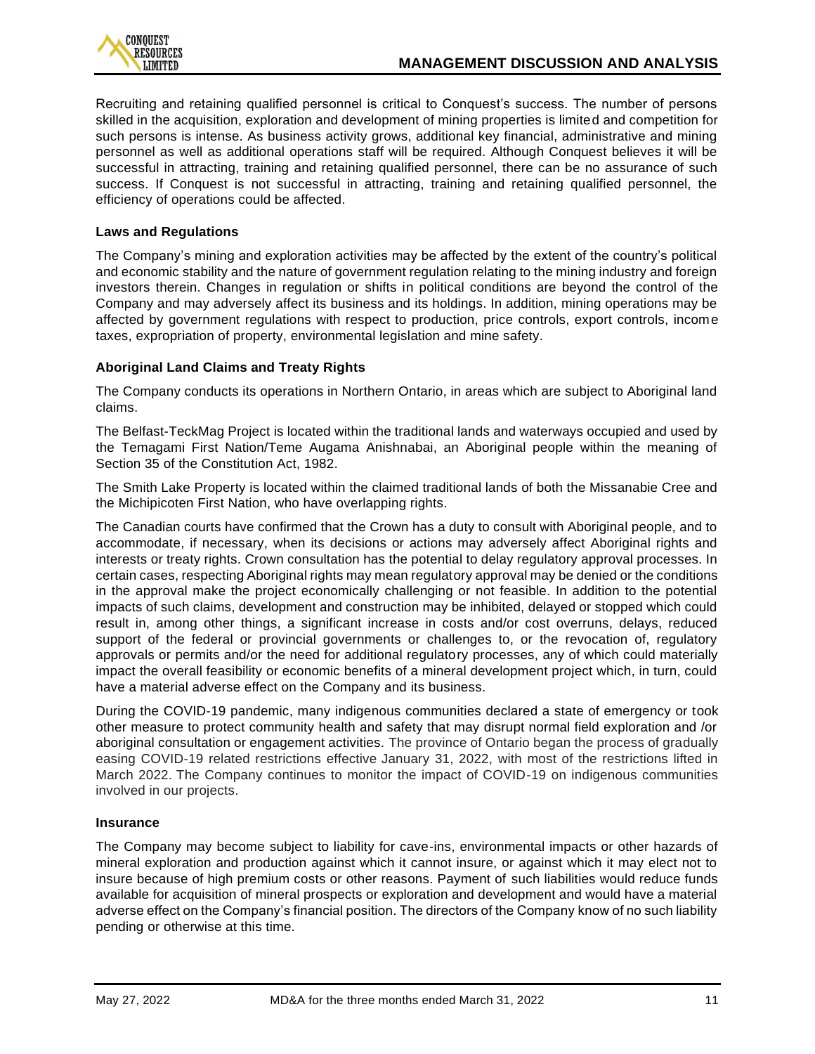Recruiting and retaining qualified personnel is critical to Conquest's success. The number of persons skilled in the acquisition, exploration and development of mining properties is limited and competition for such persons is intense. As business activity grows, additional key financial, administrative and mining personnel as well as additional operations staff will be required. Although Conquest believes it will be successful in attracting, training and retaining qualified personnel, there can be no assurance of such success. If Conquest is not successful in attracting, training and retaining qualified personnel, the efficiency of operations could be affected.

### Laws and Regulations

The Company's mining and exploration activities may be affected by the extent of the country's political and economic stability and the nature of government regulation relating to the mining industry and foreign investors therein. Changes in regulation or shifts in political conditions are beyond the control of the Company and may adversely affect its business and its holdings. In addition, mining operations may be affected by government regulations with respect to production, price controls, export controls, income taxes, expropriation of property, environmental legislation and mine safety.

### Aboriginal Land Claims and Treaty Rights

The Company conducts its operations in Northern Ontario, in areas which are subject to Aboriginal land claims.

The Belfast-TeckMag Project is located within the traditional lands and waterways occupied and used by the Temagami First Nation/Teme Augama Anishnabai, an Aboriginal people within the meaning of Section 35 of the Constitution Act, 1982.

The Smith Lake Property is located within the claimed traditional lands of both the Missanabie Cree and the Michipicoten First Nation, who have overlapping rights.

The Canadian courts have confirmed that the Crown has a duty to consult with Aboriginal people, and to accommodate, if necessary, when its decisions or actions may adversely affect Aboriginal rights and interests or treaty rights. Crown consultation has the potential to delay regulatory approval processes. In certain cases, respecting Aboriginal rights may mean regulatory approval may be denied or the conditions in the approval make the project economically challenging or not feasible. In addition to the potential impacts of such claims, development and construction may be inhibited, delayed or stopped which could result in, among other things, a significant increase in costs and/or cost overruns, delays, reduced support of the federal or provincial governments or challenges to, or the revocation of, regulatory approvals or permits and/or the need for additional regulatory processes, any of which could materially impact the overall feasibility or economic benefits of a mineral development project which, in turn, could have a material adverse effect on the Company and its business.

During the COVID-19 pandemic, many indigenous communities declared a state of emergency or took other measure to protect community health and safety that may disrupt normal field exploration and /or aboriginal consultation or engagement activities. The province of Ontario began the process of gradually easing COVID-19 related restrictions effective January 31, 2022, with most of the restrictions lifted in March 2022. The Company continues to monitor the impact of COVID-19 on indigenous communities involved in our projects.

### Insurance

The Company may become subject to liability for cave-ins, environmental impacts or other hazards of mineral exploration and production against which it cannot insure, or against which it may elect not to insure because of high premium costs or other reasons. Payment of such liabilities would reduce funds available for acquisition of mineral prospects or exploration and development and would have a material adverse effect on the Company's financial position. The directors of the Company know of no such liability pending or otherwise at this time.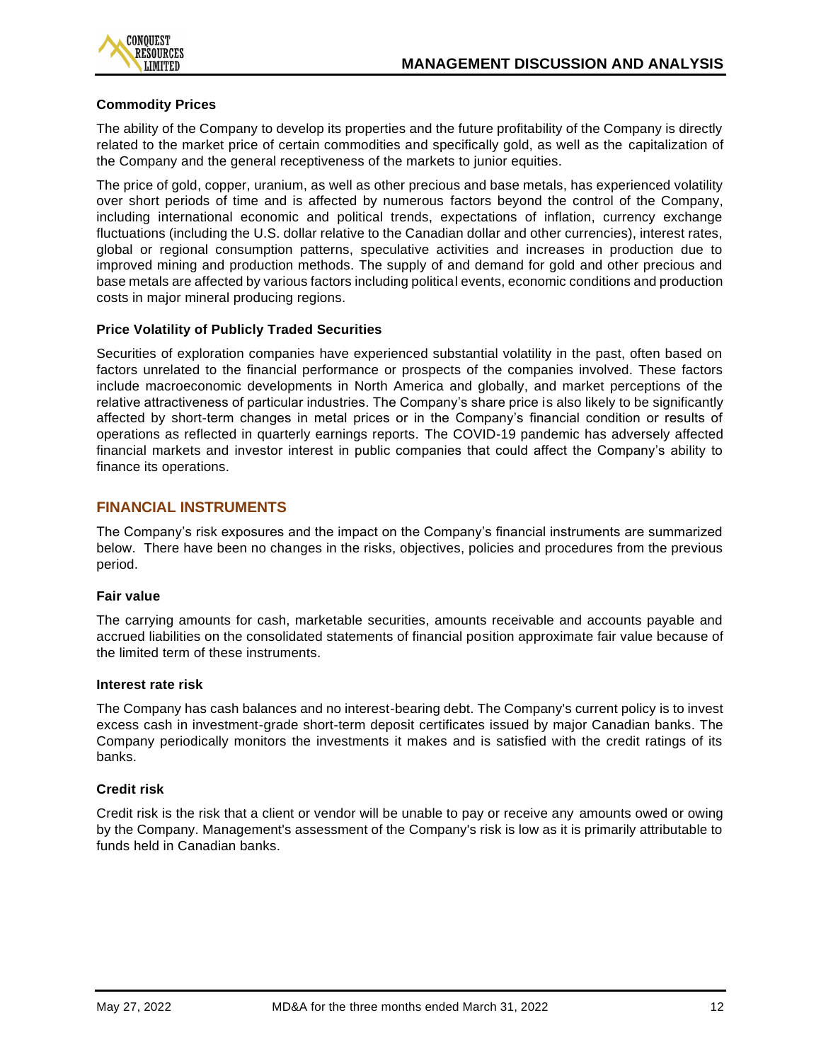**Commodity Prices**

The ability of the Company to develop its properties and the future profitability of the Company is directly related to the market price of certain commodities and specifically gold, as well as the capitalization of the Company and the general receptiveness of the markets to junior equities.

The price of gold, copper, uranium, as well as other precious and base metals, has experienced volatility over short periods of time and is affected by numerous factors beyond the control of the Company, including international economic and political trends, expectations of inflation, currency exchange fluctuations (including the U.S. dollar relative to the Canadian dollar and other currencies), interest rates, global or regional consumption patterns, speculative activities and increases in production due to improved mining and production methods. The supply of and demand for gold and other precious and base metals are affected by various factors including political events, economic conditions and production costs in major mineral producing regions.

**Price Volatility of Publicly Traded Securities**

Securities of exploration companies have experienced substantial volatility in the past, often based on factors unrelated to the financial performance or prospects of the companies involved. These factors include macroeconomic developments in North America and globally, and market perceptions of the relative attractiveness of particular industries. The Company's share price is also likely to be significantly affected by short-term changes in metal prices or in the Company's financial condition or results of operations as reflected in quarterly earnings reports. The COVID-19 pandemic has adversely affected financial markets and investor interest in public companies that could affect the Company's ability to finance its operations.

## FINANCIAL INSTRUMENTS

The Company's risk exposures and the impact on the Company's financial instruments are summarized below. There have been no changes in the risks, objectives, policies and procedures from the previous period.

**Fair value**

The carrying amounts for cash, marketable securities, amounts receivable and accounts payable and accrued liabilities on the consolidated statements of financial position approximate fair value because of the limited term of these instruments.

**Interest rate risk**

The Company has cash balances and no interest-bearing debt. The Company's current policy is to invest excess cash in investment-grade short-term deposit certificates issued by major Canadian banks. The Company periodically monitors the investments it makes and is satisfied with the credit ratings of its banks.

**Credit risk**

Credit risk is the risk that a client or vendor will be unable to pay or receive any amounts owed or owing by the Company. Management's assessment of the Company's risk is low as it is primarily attributable to funds held in Canadian banks.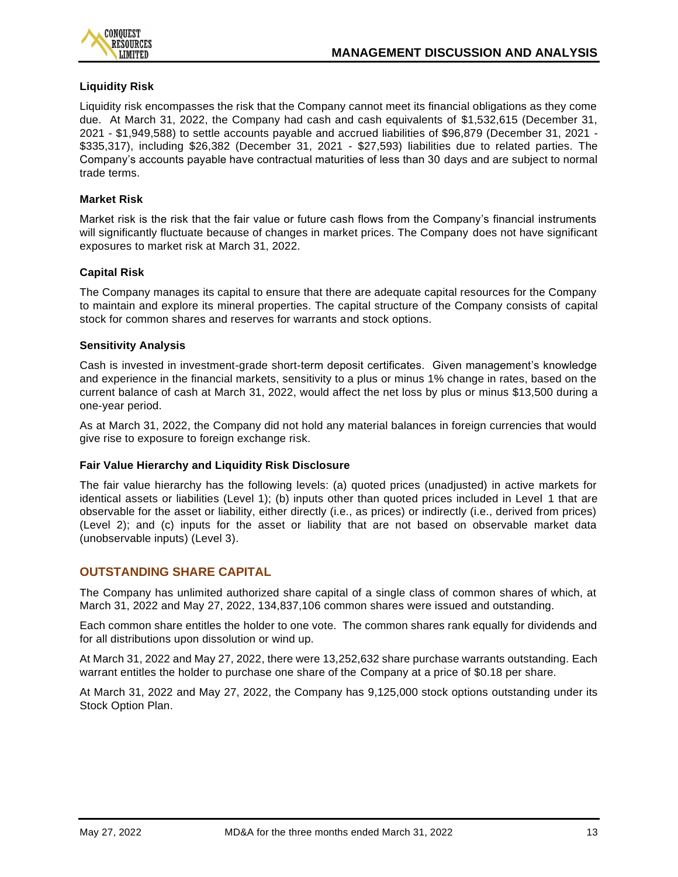### Liquidity Risk

Liquidity risk encompasses the risk that the Company cannot meet its financial obligations as they come due. At March 31, 2022, the Company had cash and cash equivalents of $1,532,615 (December 31, 2021 - $1,949,588) to settle accounts payable and accrued liabilities of $96,879 (December 31, 2021 - $335,317), including $26,382 (December 31, 2021 - $27,593) liabilities due to related parties. The Company's accounts payable have contractual maturities of less than 30 days and are subject to normal trade terms.

### Market Risk

Market risk is the risk that the fair value or future cash flows from the Company's financial instruments will significantly fluctuate because of changes in market prices. The Company does not have significant exposures to market risk at March 31, 2022.

### Capital Risk

The Company manages its capital to ensure that there are adequate capital resources for the Company to maintain and explore its mineral properties. The capital structure of the Company consists of capital stock for common shares and reserves for warrants and stock options.

### Sensitivity Analysis

Cash is invested in investment-grade short-term deposit certificates. Given management's knowledge and experience in the financial markets, sensitivity to a plus or minus 1% change in rates, based on the current balance of cash at March 31, 2022, would affect the net loss by plus or minus $13,500 during a one-year period.

As at March 31, 2022, the Company did not hold any material balances in foreign currencies that would give rise to exposure to foreign exchange risk.

### Fair Value Hierarchy and Liquidity Risk Disclosure

The fair value hierarchy has the following levels: (a) quoted prices (unadjusted) in active markets for identical assets or liabilities (Level 1); (b) inputs other than quoted prices included in Level 1 that are observable for the asset or liability, either directly (i.e., as prices) or indirectly (i.e., derived from prices) (Level 2); and (c) inputs for the asset or liability that are not based on observable market data (unobservable inputs) (Level 3).

## OUTSTANDING SHARE CAPITAL

The Company has unlimited authorized share capital of a single class of common shares of which, at March 31, 2022 and May 27, 2022, 134,837,106 common shares were issued and outstanding.

Each common share entitles the holder to one vote. The common shares rank equally for dividends and for all distributions upon dissolution or wind up.

At March 31, 2022 and May 27, 2022, there were 13,252,632 share purchase warrants outstanding. Each warrant entitles the holder to purchase one share of the Company at a price of $0.18 per share.

At March 31, 2022 and May 27, 2022, the Company has 9,125,000 stock options outstanding under its Stock Option Plan.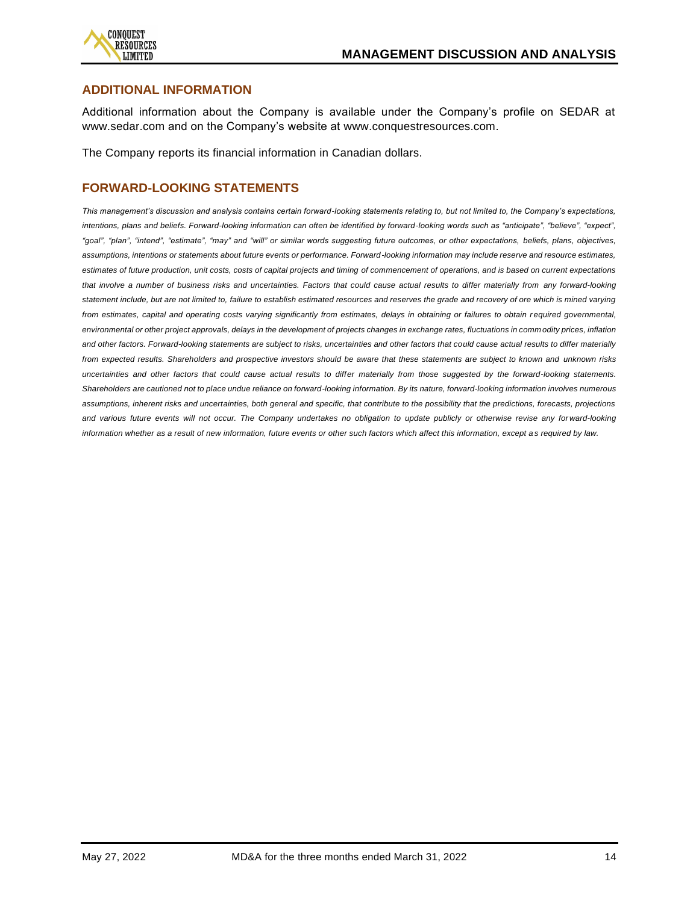## ADDITIONAL INFORMATION

Additional information about the Company is available under the Company's profile on SEDAR at www.sedar.com and on the Company's website at www.conquestresources.com.

The Company reports its financial information in Canadian dollars.

## FORWARD-LOOKING STATEMENTS

*This management's discussion and analysis contains certain forward-looking statements relating to, but not limited to, the Company's expectations, intentions, plans and beliefs. Forward-looking information can often be identified by forward-looking words such as "anticipate", "believe", "expect", "goal", "plan", "intend", "estimate", "may" and "will" or similar words suggesting future outcomes, or other expectations, beliefs, plans, objectives, assumptions, intentions or statements about future events or performance. Forward-looking information may include reserve and resource estimates, estimates of future production, unit costs, costs of capital projects and timing of commencement of operations, and is based on current expectations that involve a number of business risks and uncertainties. Factors that could cause actual results to differ materially from any forward-looking statement include, but are not limited to, failure to establish estimated resources and reserves the grade and recovery of ore which is mined varying from estimates, capital and operating costs varying significantly from estimates, delays in obtaining or failures to obtain required governmental, environmental or other project approvals, delays in the development of projects changes in exchange rates, fluctuations in commodity prices, inflation and other factors. Forward-looking statements are subject to risks, uncertainties and other factors that could cause actual results to differ materially from expected results. Shareholders and prospective investors should be aware that these statements are subject to known and unknown risks uncertainties and other factors that could cause actual results to differ materially from those suggested by the forward-looking statements. Shareholders are cautioned not to place undue reliance on forward-looking information. By its nature, forward-looking information involves numerous assumptions, inherent risks and uncertainties, both general and specific, that contribute to the possibility that the predictions, forecasts, projections and various future events will not occur. The Company undertakes no obligation to update publicly or otherwise revise any forward-looking information whether as a result of new information, future events or other such factors which affect this information, except as required by law.*